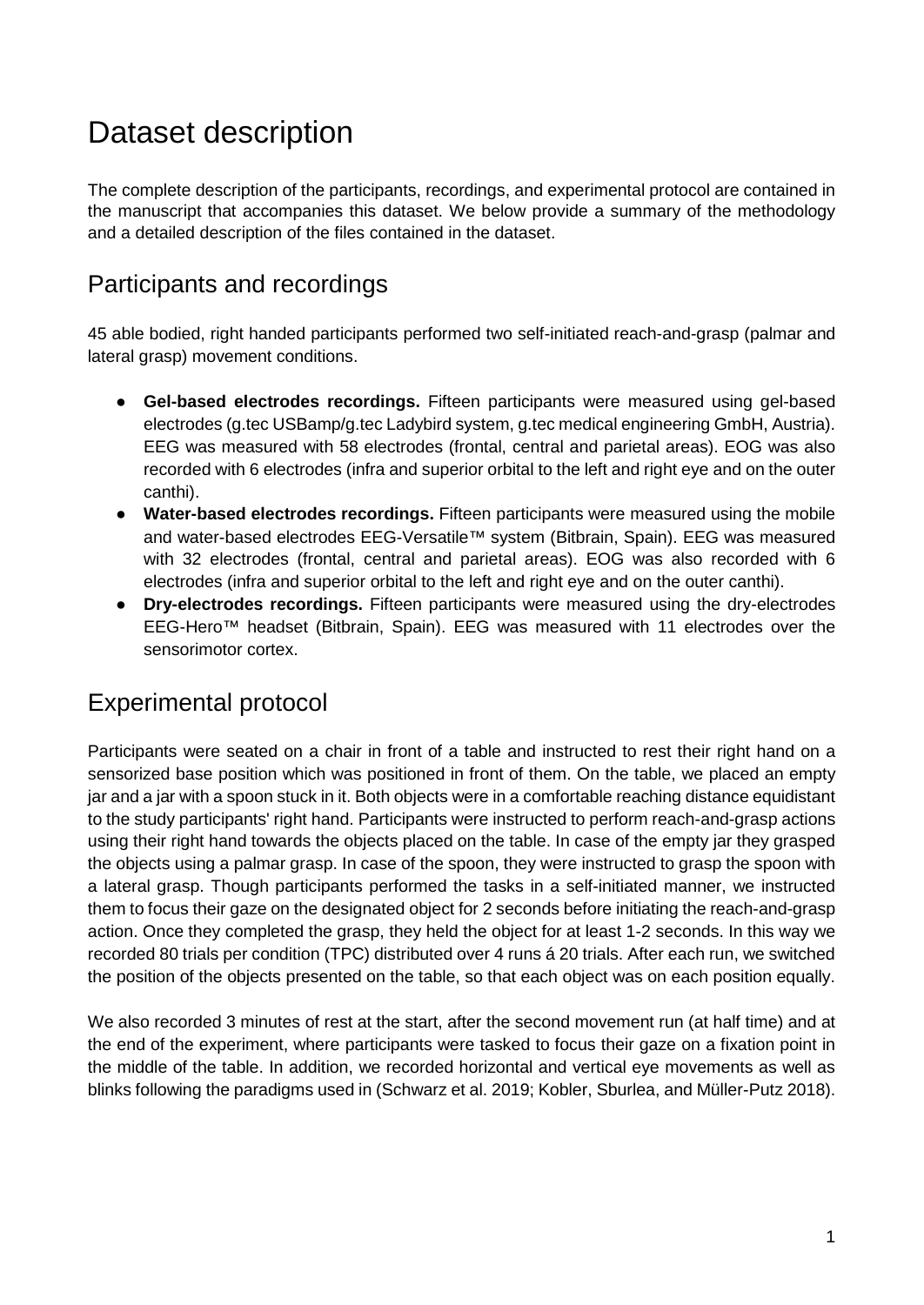# Dataset description

The complete description of the participants, recordings, and experimental protocol are contained in the manuscript that accompanies this dataset. We below provide a summary of the methodology and a detailed description of the files contained in the dataset.

## Participants and recordings

45 able bodied, right handed participants performed two self-initiated reach-and-grasp (palmar and lateral grasp) movement conditions.

- **Gel-based electrodes recordings.** Fifteen participants were measured using gel-based electrodes (g.tec USBamp/g.tec Ladybird system, g.tec medical engineering GmbH, Austria). EEG was measured with 58 electrodes (frontal, central and parietal areas). EOG was also recorded with 6 electrodes (infra and superior orbital to the left and right eye and on the outer canthi).
- **Water-based electrodes recordings.** Fifteen participants were measured using the mobile and water-based electrodes EEG-Versatile™ system (Bitbrain, Spain). EEG was measured with 32 electrodes (frontal, central and parietal areas). EOG was also recorded with 6 electrodes (infra and superior orbital to the left and right eye and on the outer canthi).
- **Dry-electrodes recordings.** Fifteen participants were measured using the dry-electrodes EEG-Hero™ headset (Bitbrain, Spain). EEG was measured with 11 electrodes over the sensorimotor cortex.

## Experimental protocol

Participants were seated on a chair in front of a table and instructed to rest their right hand on a sensorized base position which was positioned in front of them. On the table, we placed an empty jar and a jar with a spoon stuck in it. Both objects were in a comfortable reaching distance equidistant to the study participants' right hand. Participants were instructed to perform reach-and-grasp actions using their right hand towards the objects placed on the table. In case of the empty jar they grasped the objects using a palmar grasp. In case of the spoon, they were instructed to grasp the spoon with a lateral grasp. Though participants performed the tasks in a self-initiated manner, we instructed them to focus their gaze on the designated object for 2 seconds before initiating the reach-and-grasp action. Once they completed the grasp, they held the object for at least 1-2 seconds. In this way we recorded 80 trials per condition (TPC) distributed over 4 runs á 20 trials. After each run, we switched the position of the objects presented on the table, so that each object was on each position equally.

We also recorded 3 minutes of rest at the start, after the second movement run (at half time) and at the end of the experiment, where participants were tasked to focus their gaze on a fixation point in the middle of the table. In addition, we recorded horizontal and vertical eye movements as well as blinks following the paradigms used in (Schwarz et al. 2019; Kobler, Sburlea, and Müller-Putz 2018).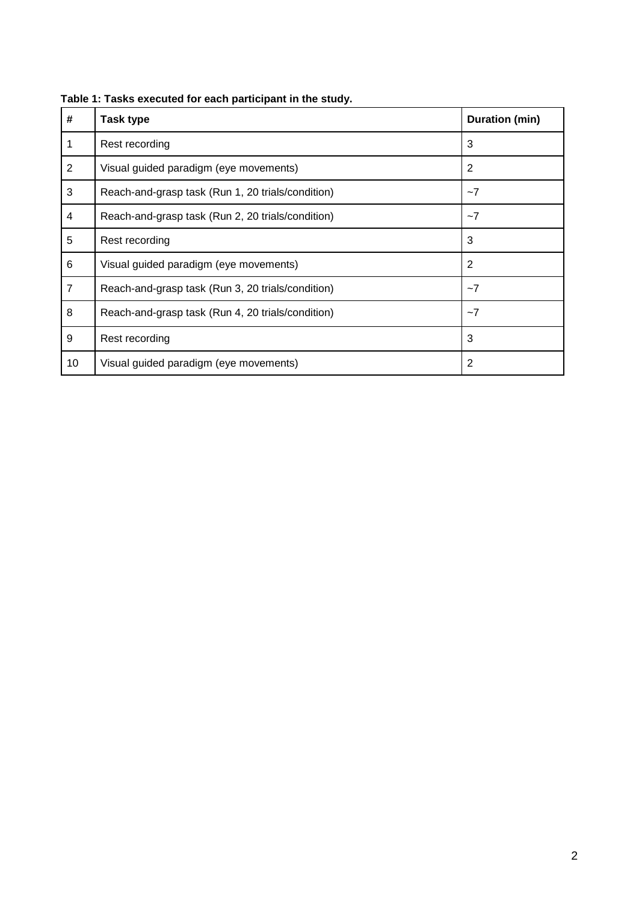**Table 1: Tasks executed for each participant in the study.**

| # | Task type | Duration (min) |
|---|---|---|
| 1 | Rest recording | 3 |
| 2 | Visual guided paradigm (eye movements) | 2 |
| 3 | Reach-and-grasp task (Run 1, 20 trials/condition) | ~7 |
| 4 | Reach-and-grasp task (Run 2, 20 trials/condition) | ~7 |
| 5 | Rest recording | 3 |
| 6 | Visual guided paradigm (eye movements) | 2 |
| 7 | Reach-and-grasp task (Run 3, 20 trials/condition) | ~7 |
| 8 | Reach-and-grasp task (Run 4, 20 trials/condition) | ~7 |
| 9 | Rest recording | 3 |
| 10 | Visual guided paradigm (eye movements) | 2 |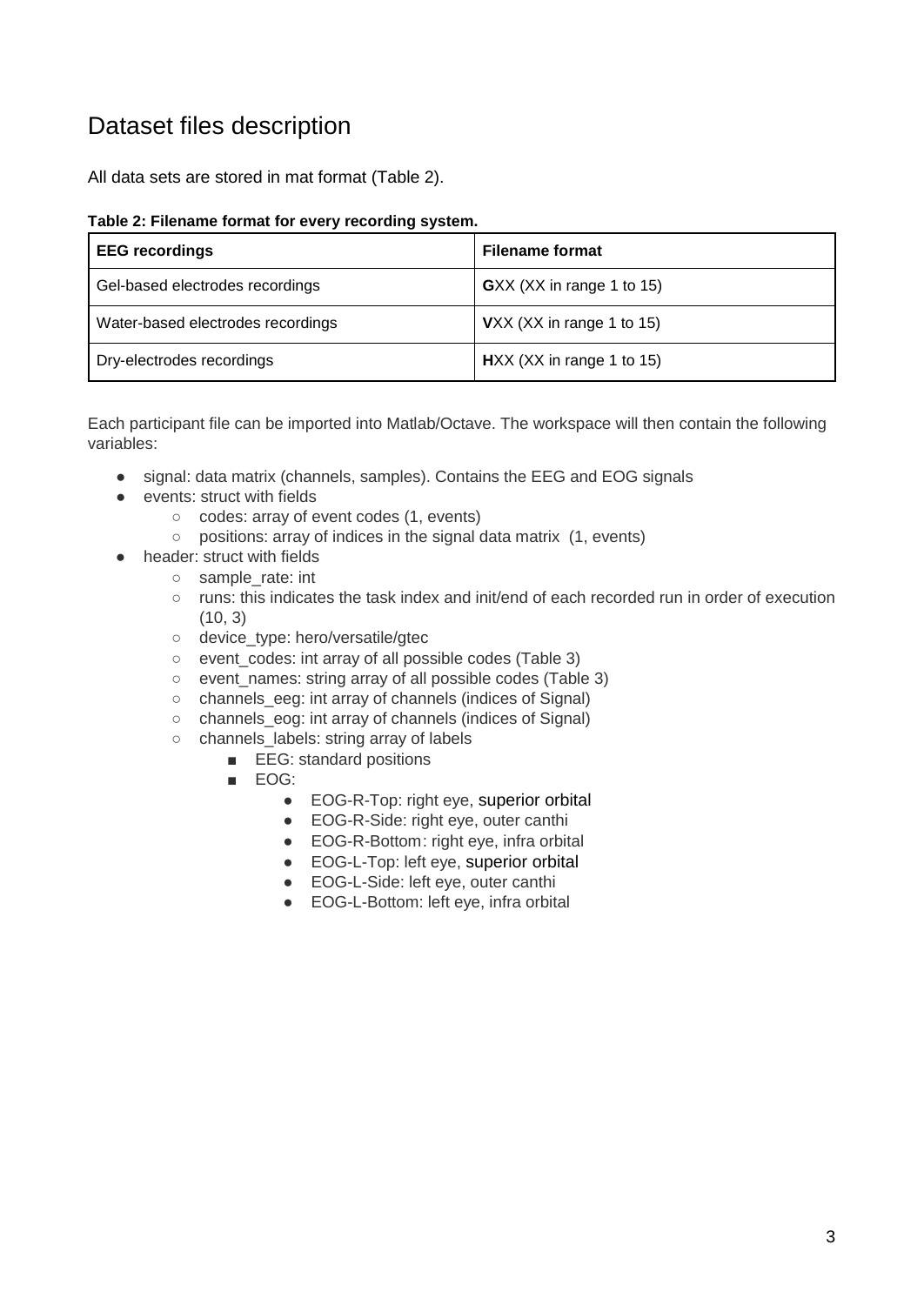# Dataset files description

All data sets are stored in mat format (Table 2).

**Table 2: Filename format for every recording system.**

| EEG recordings | Filename format |
|---|---|
| Gel-based electrodes recordings | **G**XX (XX in range 1 to 15) |
| Water-based electrodes recordings | **V**XX (XX in range 1 to 15) |
| Dry-electrodes recordings | **H**XX (XX in range 1 to 15) |

Each participant file can be imported into Matlab/Octave. The workspace will then contain the following variables:

- signal: data matrix (channels, samples). Contains the EEG and EOG signals
- events: struct with fields
  - codes: array of event codes (1, events)
  - positions: array of indices in the signal data matrix (1, events)
- header: struct with fields
  - sample_rate: int
  - runs: this indicates the task index and init/end of each recorded run in order of execution (10, 3)
  - device_type: hero/versatile/gtec
  - event_codes: int array of all possible codes (Table 3)
  - event_names: string array of all possible codes (Table 3)
  - channels_eeg: int array of channels (indices of Signal)
  - channels_eog: int array of channels (indices of Signal)
  - channels_labels: string array of labels
    - EEG: standard positions
    - EOG:
      - EOG-R-Top: right eye, superior orbital
      - EOG-R-Side: right eye, outer canthi
      - EOG-R-Bottom: right eye, infra orbital
      - EOG-L-Top: left eye, superior orbital
      - EOG-L-Side: left eye, outer canthi
      - EOG-L-Bottom: left eye, infra orbital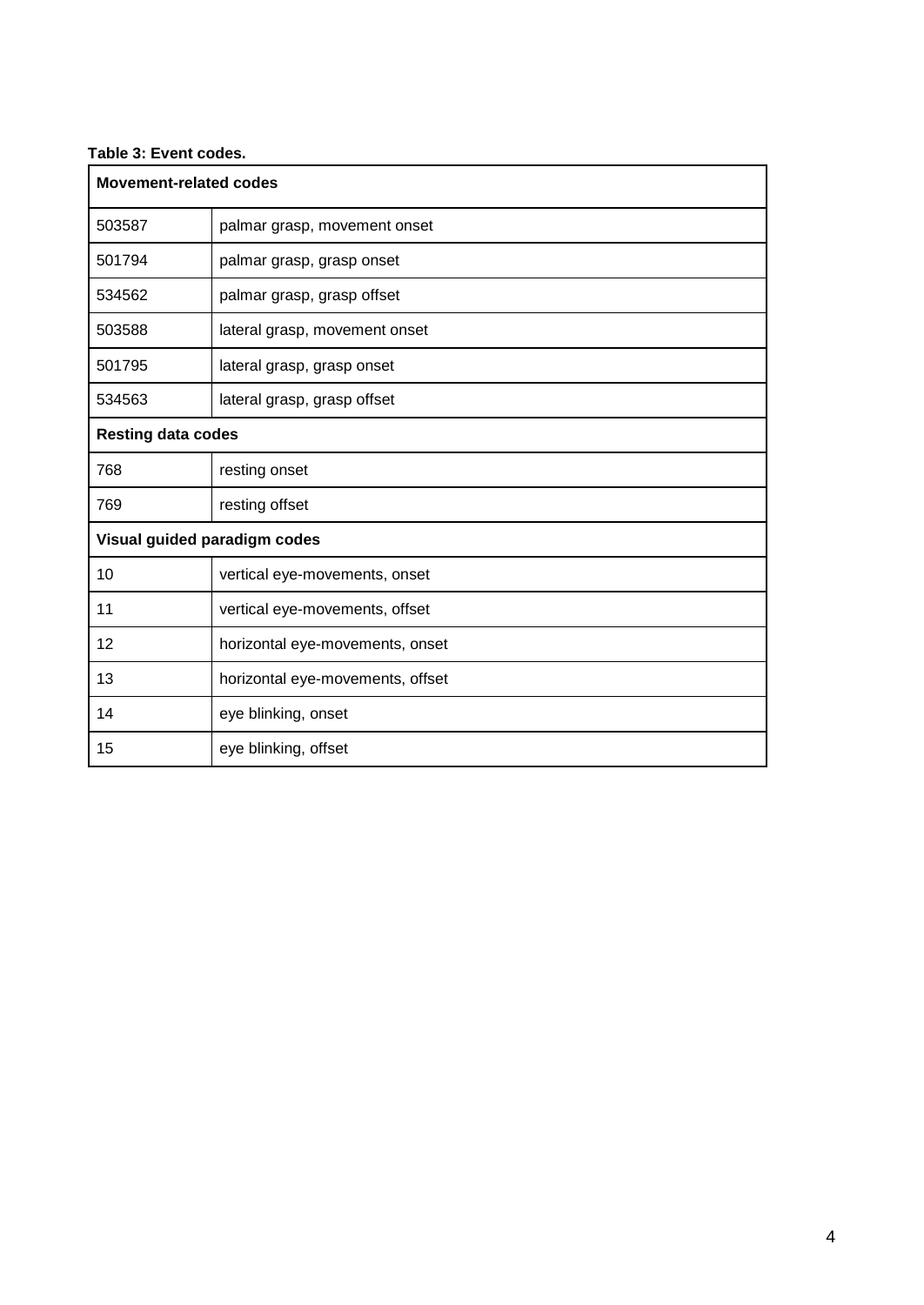**Table 3: Event codes.**

| Movement-related codes | |
|---|---|
| 503587 | palmar grasp, movement onset |
| 501794 | palmar grasp, grasp onset |
| 534562 | palmar grasp, grasp offset |
| 503588 | lateral grasp, movement onset |
| 501795 | lateral grasp, grasp onset |
| 534563 | lateral grasp, grasp offset |
| **Resting data codes** | |
| 768 | resting onset |
| 769 | resting offset |
| **Visual guided paradigm codes** | |
| 10 | vertical eye-movements, onset |
| 11 | vertical eye-movements, offset |
| 12 | horizontal eye-movements, onset |
| 13 | horizontal eye-movements, offset |
| 14 | eye blinking, onset |
| 15 | eye blinking, offset |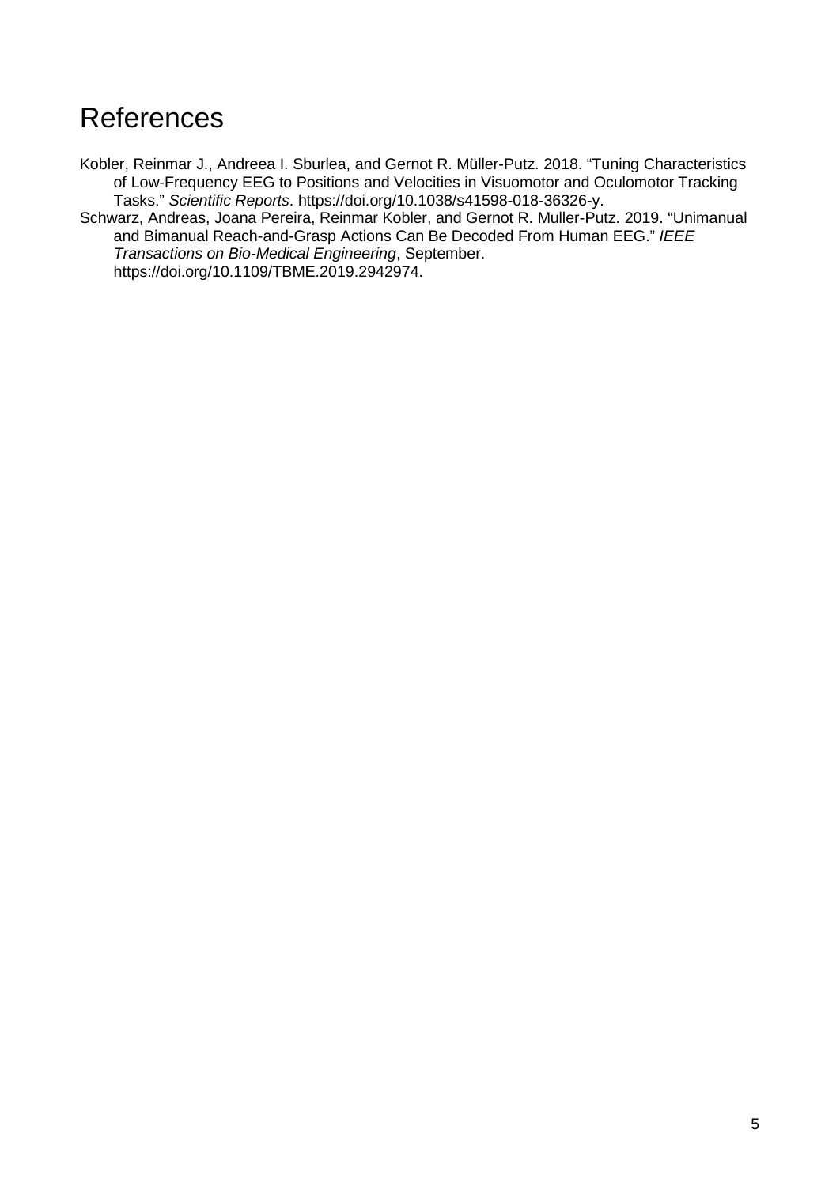# References

Kobler, Reinmar J., Andreea I. Sburlea, and Gernot R. Müller-Putz. 2018. "Tuning Characteristics of Low-Frequency EEG to Positions and Velocities in Visuomotor and Oculomotor Tracking Tasks." *Scientific Reports*. https://doi.org/10.1038/s41598-018-36326-y.

Schwarz, Andreas, Joana Pereira, Reinmar Kobler, and Gernot R. Muller-Putz. 2019. "Unimanual and Bimanual Reach-and-Grasp Actions Can Be Decoded From Human EEG." *IEEE Transactions on Bio-Medical Engineering*, September. https://doi.org/10.1109/TBME.2019.2942974.